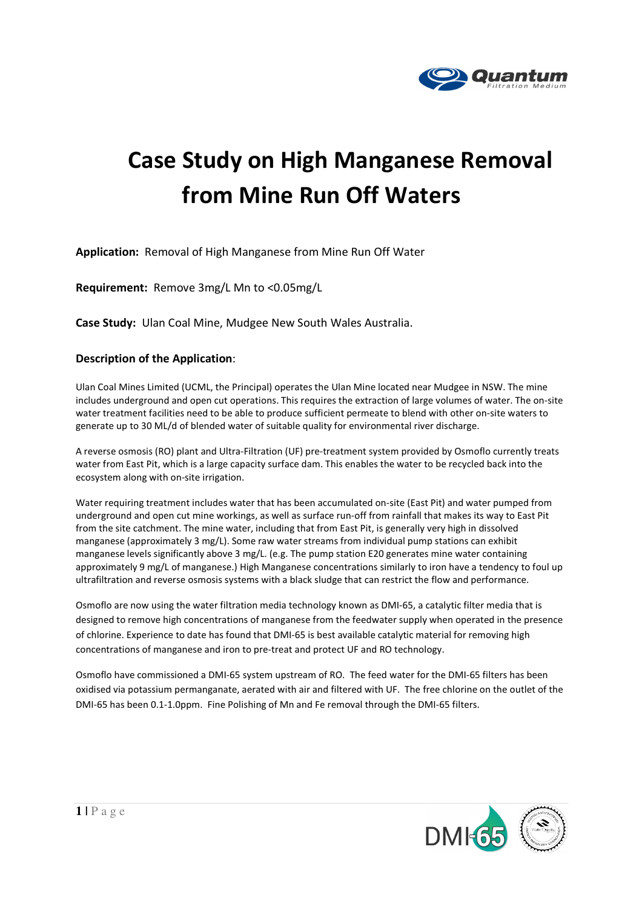# Case Study on High Manganese Removal from Mine Run Off Waters

**Application:** Removal of High Manganese from Mine Run Off Water

**Requirement:** Remove 3mg/L Mn to <0.05mg/L

**Case Study:** Ulan Coal Mine, Mudgee New South Wales Australia.

## Description of the Application:

Ulan Coal Mines Limited (UCML, the Principal) operates the Ulan Mine located near Mudgee in NSW. The mine includes underground and open cut operations. This requires the extraction of large volumes of water. The on-site water treatment facilities need to be able to produce sufficient permeate to blend with other on-site waters to generate up to 30 ML/d of blended water of suitable quality for environmental river discharge.

A reverse osmosis (RO) plant and Ultra-Filtration (UF) pre-treatment system provided by Osmoflo currently treats water from East Pit, which is a large capacity surface dam. This enables the water to be recycled back into the ecosystem along with on-site irrigation.

Water requiring treatment includes water that has been accumulated on-site (East Pit) and water pumped from underground and open cut mine workings, as well as surface run-off from rainfall that makes its way to East Pit from the site catchment. The mine water, including that from East Pit, is generally very high in dissolved manganese (approximately 3 mg/L). Some raw water streams from individual pump stations can exhibit manganese levels significantly above 3 mg/L. (e.g. The pump station E20 generates mine water containing approximately 9 mg/L of manganese.) High Manganese concentrations similarly to iron have a tendency to foul up ultrafiltration and reverse osmosis systems with a black sludge that can restrict the flow and performance.

Osmoflo are now using the water filtration media technology known as DMI-65, a catalytic filter media that is designed to remove high concentrations of manganese from the feedwater supply when operated in the presence of chlorine. Experience to date has found that DMI-65 is best available catalytic material for removing high concentrations of manganese and iron to pre-treat and protect UF and RO technology.

Osmoflo have commissioned a DMI-65 system upstream of RO. The feed water for the DMI-65 filters has been oxidised via potassium permanganate, aerated with air and filtered with UF. The free chlorine on the outlet of the DMI-65 has been 0.1-1.0ppm. Fine Polishing of Mn and Fe removal through the DMI-65 filters.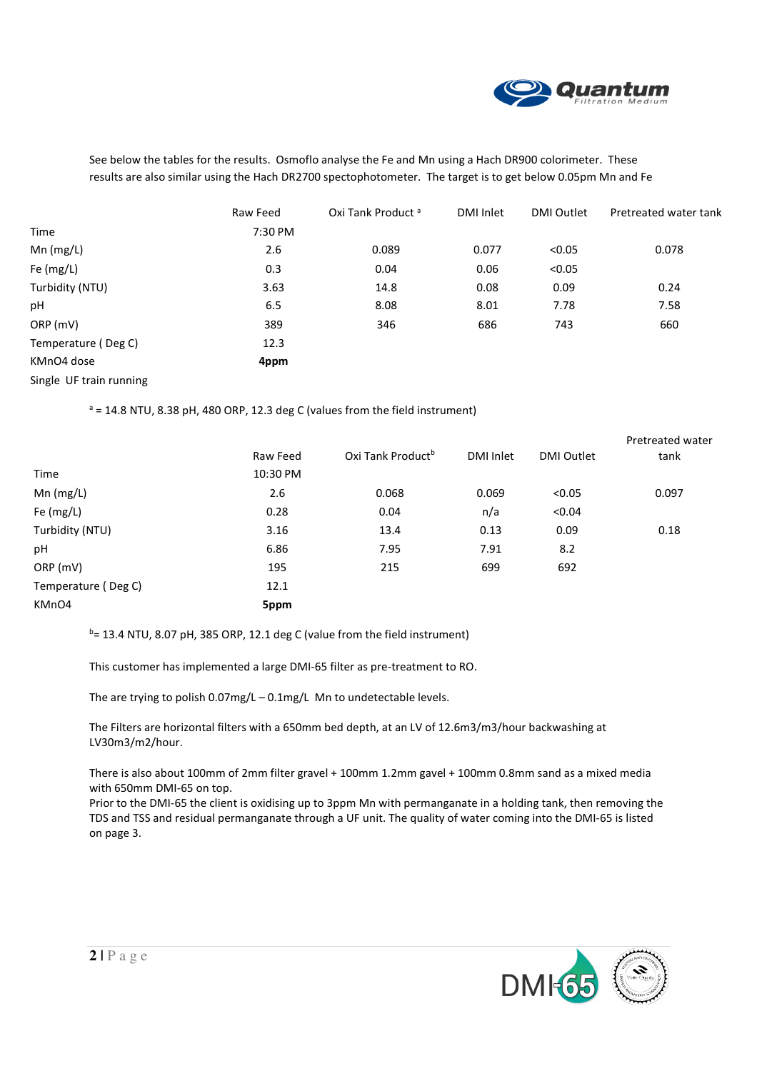See below the tables for the results. Osmoflo analyse the Fe and Mn using a Hach DR900 colorimeter. These results are also similar using the Hach DR2700 spectophotometer. The target is to get below 0.05pm Mn and Fe

| | Raw Feed | Oxi Tank Product [a] | DMI Inlet | DMI Outlet | Pretreated water tank |
|---|---|---|---|---|---|
| Time | 7:30 PM | | | | |
| Mn (mg/L) | 2.6 | 0.089 | 0.077 | <0.05 | 0.078 |
| Fe (mg/L) | 0.3 | 0.04 | 0.06 | <0.05 | |
| Turbidity (NTU) | 3.63 | 14.8 | 0.08 | 0.09 | 0.24 |
| pH | 6.5 | 8.08 | 8.01 | 7.78 | 7.58 |
| ORP (mV) | 389 | 346 | 686 | 743 | 660 |
| Temperature ( Deg C) | 12.3 | | | | |
| KMnO4 dose | **4ppm** | | | | |
| Single UF train running | | | | | |

[a] = 14.8 NTU, 8.38 pH, 480 ORP, 12.3 deg C (values from the field instrument)

| | Raw Feed | Oxi Tank Product[b] | DMI Inlet | DMI Outlet | Pretreated water tank |
|---|---|---|---|---|---|
| Time | 10:30 PM | | | | |
| Mn (mg/L) | 2.6 | 0.068 | 0.069 | <0.05 | 0.097 |
| Fe (mg/L) | 0.28 | 0.04 | n/a | <0.04 | |
| Turbidity (NTU) | 3.16 | 13.4 | 0.13 | 0.09 | 0.18 |
| pH | 6.86 | 7.95 | 7.91 | 8.2 | |
| ORP (mV) | 195 | 215 | 699 | 692 | |
| Temperature ( Deg C) | 12.1 | | | | |
| KMnO4 | **5ppm** | | | | |

[b]= 13.4 NTU, 8.07 pH, 385 ORP, 12.1 deg C (value from the field instrument)

This customer has implemented a large DMI-65 filter as pre-treatment to RO.

The are trying to polish 0.07mg/L – 0.1mg/L Mn to undetectable levels.

The Filters are horizontal filters with a 650mm bed depth, at an LV of 12.6m3/m3/hour backwashing at LV30m3/m2/hour.

There is also about 100mm of 2mm filter gravel + 100mm 1.2mm gavel + 100mm 0.8mm sand as a mixed media with 650mm DMI-65 on top.
Prior to the DMI-65 the client is oxidising up to 3ppm Mn with permanganate in a holding tank, then removing the TDS and TSS and residual permanganate through a UF unit. The quality of water coming into the DMI-65 is listed on page 3.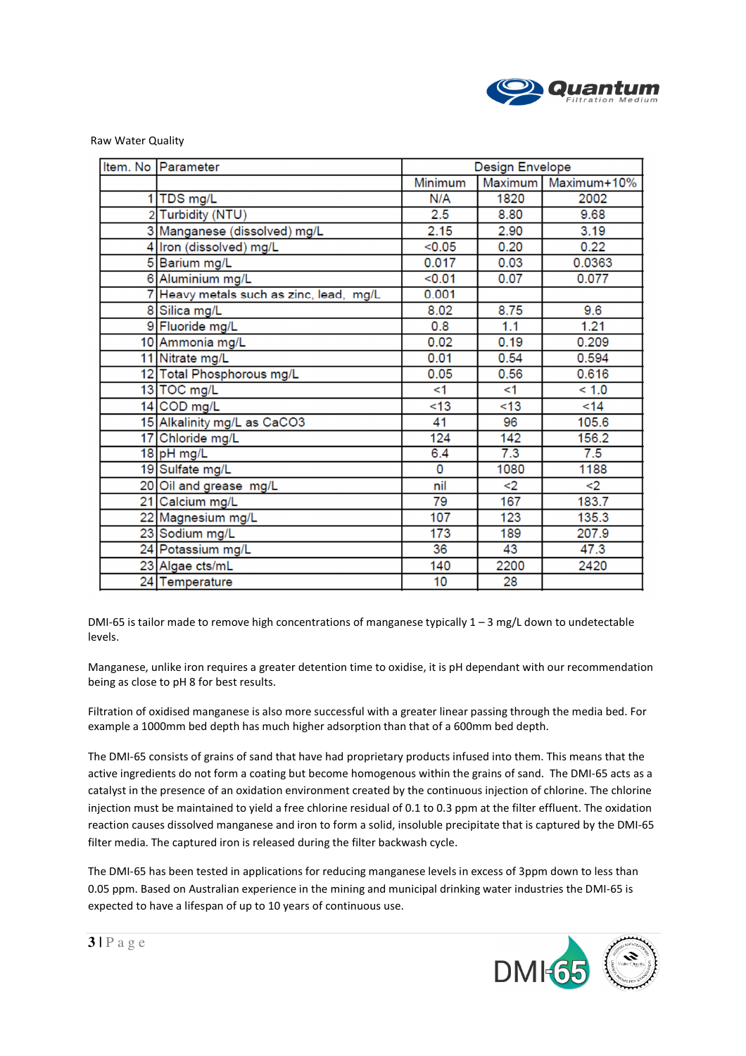Raw Water Quality

| Item. No | Parameter | Design Envelope | | |
|---|---|---|---|---|
| | | Minimum | Maximum | Maximum+10% |
| 1 | TDS mg/L | N/A | 1820 | 2002 |
| 2 | Turbidity (NTU) | 2.5 | 8.80 | 9.68 |
| 3 | Manganese (dissolved) mg/L | 2.15 | 2.90 | 3.19 |
| 4 | Iron (dissolved) mg/L | <0.05 | 0.20 | 0.22 |
| 5 | Barium mg/L | 0.017 | 0.03 | 0.0363 |
| 6 | Aluminium mg/L | <0.01 | 0.07 | 0.077 |
| 7 | Heavy metals such as zinc, lead, mg/L | 0.001 | | |
| 8 | Silica mg/L | 8.02 | 8.75 | 9.6 |
| 9 | Fluoride mg/L | 0.8 | 1.1 | 1.21 |
| 10 | Ammonia mg/L | 0.02 | 0.19 | 0.209 |
| 11 | Nitrate mg/L | 0.01 | 0.54 | 0.594 |
| 12 | Total Phosphorous mg/L | 0.05 | 0.56 | 0.616 |
| 13 | TOC mg/L | <1 | <1 | < 1.0 |
| 14 | COD mg/L | <13 | <13 | <14 |
| 15 | Alkalinity mg/L as CaCO3 | 41 | 96 | 105.6 |
| 17 | Chloride mg/L | 124 | 142 | 156.2 |
| 18 | pH mg/L | 6.4 | 7.3 | 7.5 |
| 19 | Sulfate mg/L | 0 | 1080 | 1188 |
| 20 | Oil and grease mg/L | nil | <2 | <2 |
| 21 | Calcium mg/L | 79 | 167 | 183.7 |
| 22 | Magnesium mg/L | 107 | 123 | 135.3 |
| 23 | Sodium mg/L | 173 | 189 | 207.9 |
| 24 | Potassium mg/L | 36 | 43 | 47.3 |
| 23 | Algae cts/mL | 140 | 2200 | 2420 |
| 24 | Temperature | 10 | 28 | |

DMI-65 is tailor made to remove high concentrations of manganese typically 1 – 3 mg/L down to undetectable levels.

Manganese, unlike iron requires a greater detention time to oxidise, it is pH dependant with our recommendation being as close to pH 8 for best results.

Filtration of oxidised manganese is also more successful with a greater linear passing through the media bed. For example a 1000mm bed depth has much higher adsorption than that of a 600mm bed depth.

The DMI-65 consists of grains of sand that have had proprietary products infused into them. This means that the active ingredients do not form a coating but become homogenous within the grains of sand. The DMI-65 acts as a catalyst in the presence of an oxidation environment created by the continuous injection of chlorine. The chlorine injection must be maintained to yield a free chlorine residual of 0.1 to 0.3 ppm at the filter effluent. The oxidation reaction causes dissolved manganese and iron to form a solid, insoluble precipitate that is captured by the DMI-65 filter media. The captured iron is released during the filter backwash cycle.

The DMI-65 has been tested in applications for reducing manganese levels in excess of 3ppm down to less than 0.05 ppm. Based on Australian experience in the mining and municipal drinking water industries the DMI-65 is expected to have a lifespan of up to 10 years of continuous use.